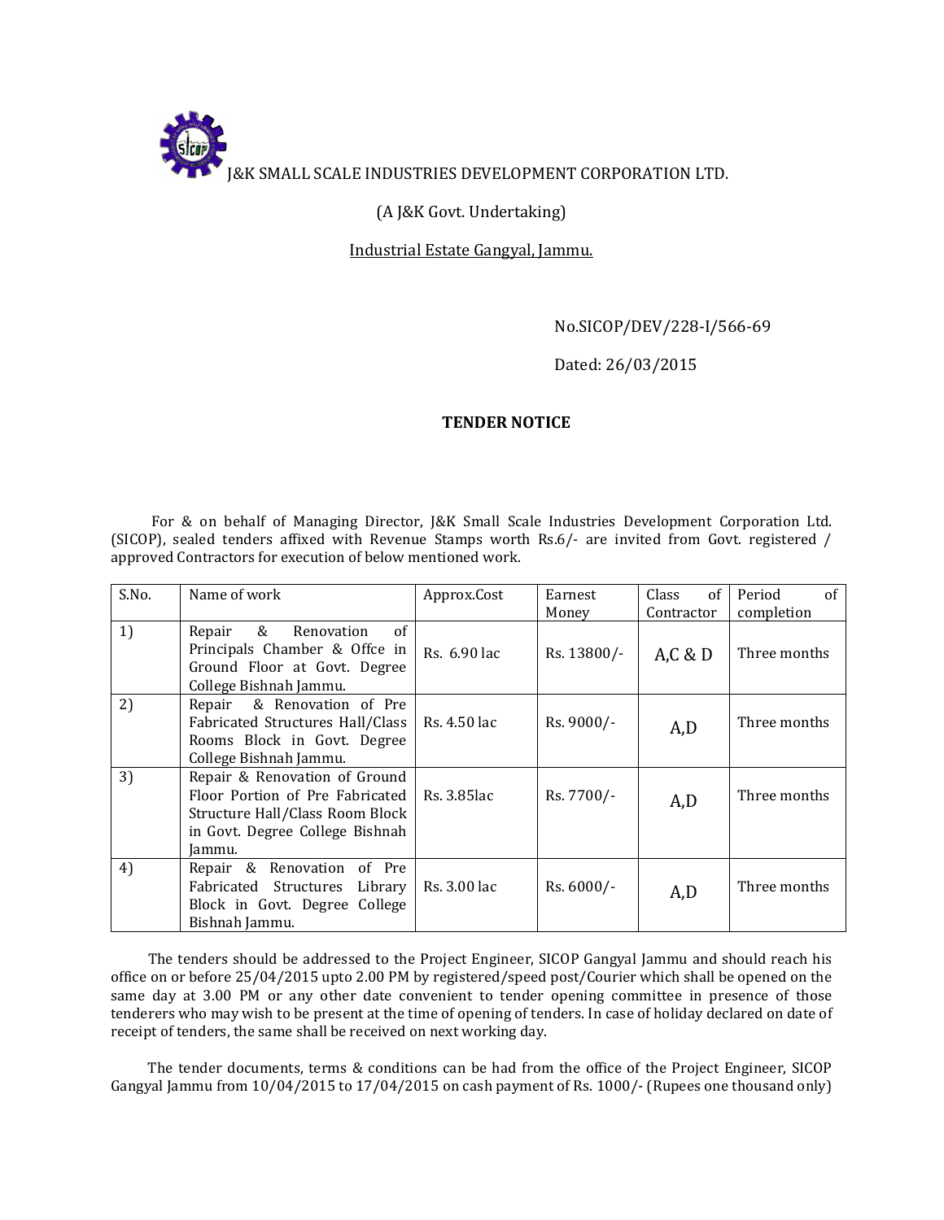J&K SMALL SCALE INDUSTRIES DEVELOPMENT CORPORATION LTD.

(A J&K Govt. Undertaking)

Industrial Estate Gangyal, Jammu.

No.SICOP/DEV/228-I/566-69

Dated: 26/03/2015

## TENDER NOTICE

For & on behalf of Managing Director, J&K Small Scale Industries Development Corporation Ltd. (SICOP), sealed tenders affixed with Revenue Stamps worth Rs.6/- are invited from Govt. registered / approved Contractors for execution of below mentioned work.

| S.No. | Name of work | Approx.Cost | Earnest Money | Class of Contractor | Period of completion |
|---|---|---|---|---|---|
| 1) | Repair & Renovation of Principals Chamber & Offce in Ground Floor at Govt. Degree College Bishnah Jammu. | Rs. 6.90 lac | Rs. 13800/- | A,C & D | Three months |
| 2) | Repair & Renovation of Pre Fabricated Structures Hall/Class Rooms Block in Govt. Degree College Bishnah Jammu. | Rs. 4.50 lac | Rs. 9000/- | A,D | Three months |
| 3) | Repair & Renovation of Ground Floor Portion of Pre Fabricated Structure Hall/Class Room Block in Govt. Degree College Bishnah Jammu. | Rs. 3.85lac | Rs. 7700/- | A,D | Three months |
| 4) | Repair & Renovation of Pre Fabricated Structures Library Block in Govt. Degree College Bishnah Jammu. | Rs. 3.00 lac | Rs. 6000/- | A,D | Three months |

The tenders should be addressed to the Project Engineer, SICOP Gangyal Jammu and should reach his office on or before 25/04/2015 upto 2.00 PM by registered/speed post/Courier which shall be opened on the same day at 3.00 PM or any other date convenient to tender opening committee in presence of those tenderers who may wish to be present at the time of opening of tenders. In case of holiday declared on date of receipt of tenders, the same shall be received on next working day.

The tender documents, terms & conditions can be had from the office of the Project Engineer, SICOP Gangyal Jammu from 10/04/2015 to 17/04/2015 on cash payment of Rs. 1000/- (Rupees one thousand only)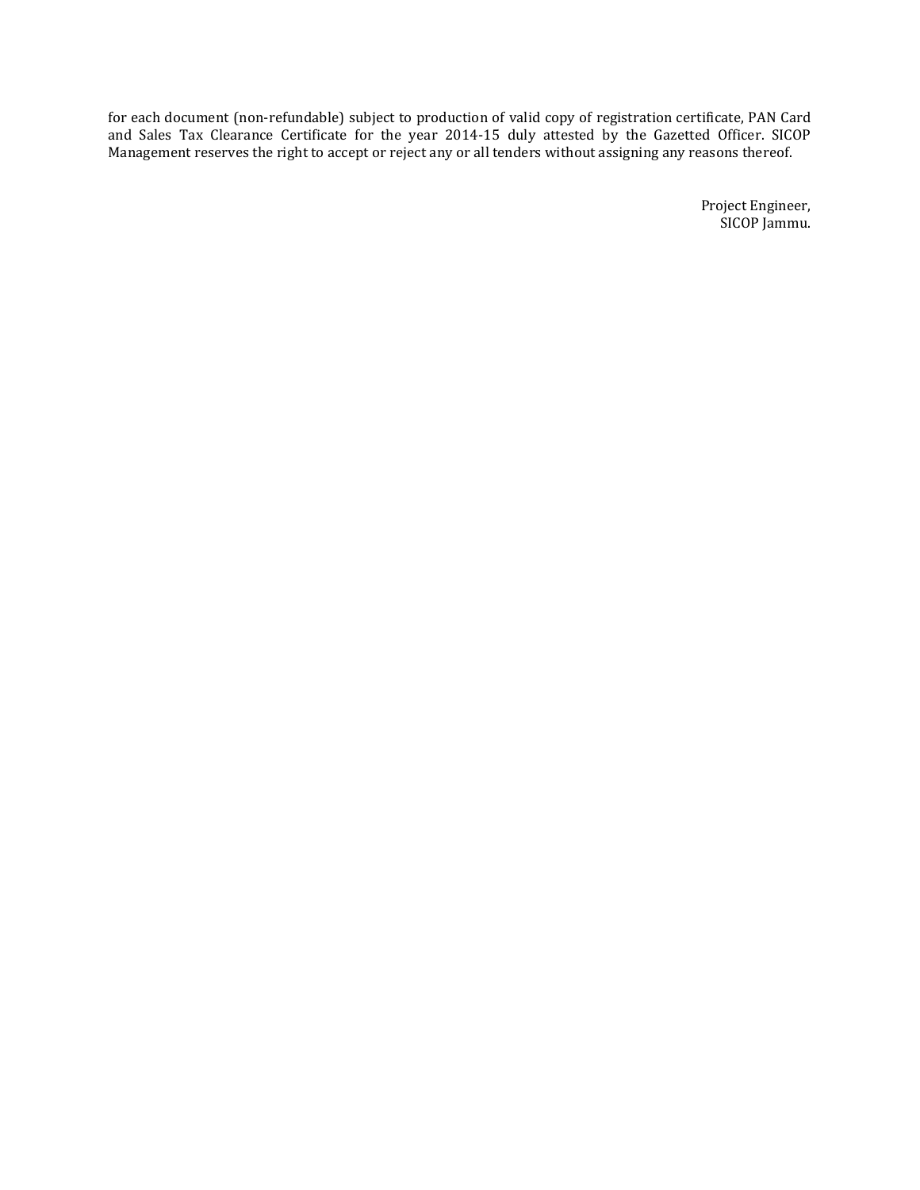for each document (non-refundable) subject to production of valid copy of registration certificate, PAN Card and Sales Tax Clearance Certificate for the year 2014-15 duly attested by the Gazetted Officer. SICOP Management reserves the right to accept or reject any or all tenders without assigning any reasons thereof.

Project Engineer,
SICOP Jammu.